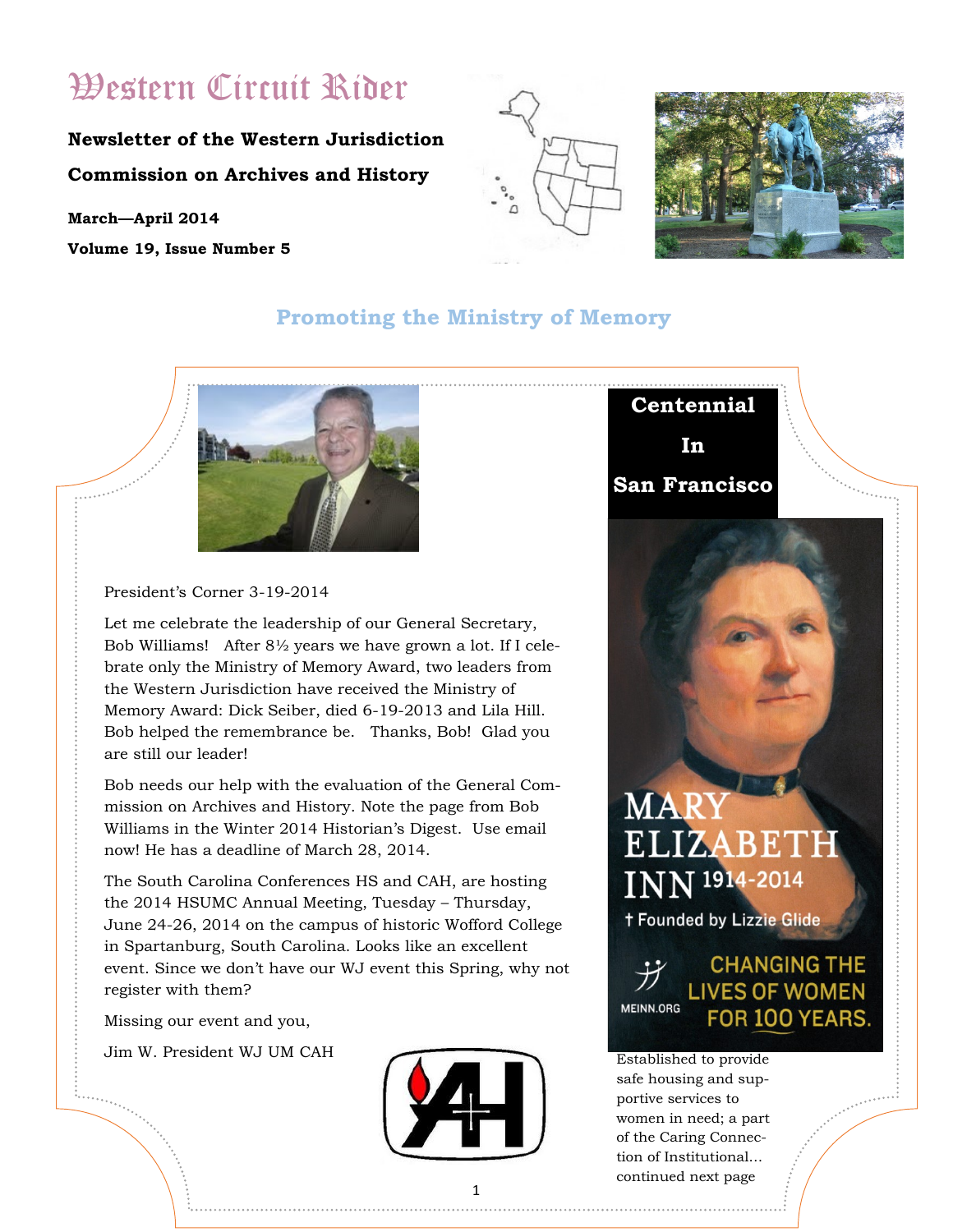# Western Circuit Rider

**Newsletter of the Western Jurisdiction Commission on Archives and History**

**March—April 2014**

**Volume 19, Issue Number 5**

## Promoting the Ministry of Memory

President's Corner 3-19-2014

Let me celebrate the leadership of our General Secretary, Bob Williams! After 8½ years we have grown a lot. If I celebrate only the Ministry of Memory Award, two leaders from the Western Jurisdiction have received the Ministry of Memory Award: Dick Seiber, died 6-19-2013 and Lila Hill. Bob helped the remembrance be. Thanks, Bob! Glad you are still our leader!

Bob needs our help with the evaluation of the General Commission on Archives and History. Note the page from Bob Williams in the Winter 2014 Historian's Digest. Use email now! He has a deadline of March 28, 2014.

The South Carolina Conferences HS and CAH, are hosting the 2014 HSUMC Annual Meeting, Tuesday – Thursday, June 24-26, 2014 on the campus of historic Wofford College in Spartanburg, South Carolina. Looks like an excellent event. Since we don't have our WJ event this Spring, why not register with them?

Missing our event and you,

Jim W. President WJ UM CAH

## Centennial In San Francisco

MARY ELIZABETH INN 1914-2014

† Founded by Lizzie Glide

MEINN.ORG

CHANGING THE LIVES OF WOMEN FOR 100 YEARS.

Established to provide safe housing and supportive services to women in need; a part of the Caring Connection of Institutional... continued next page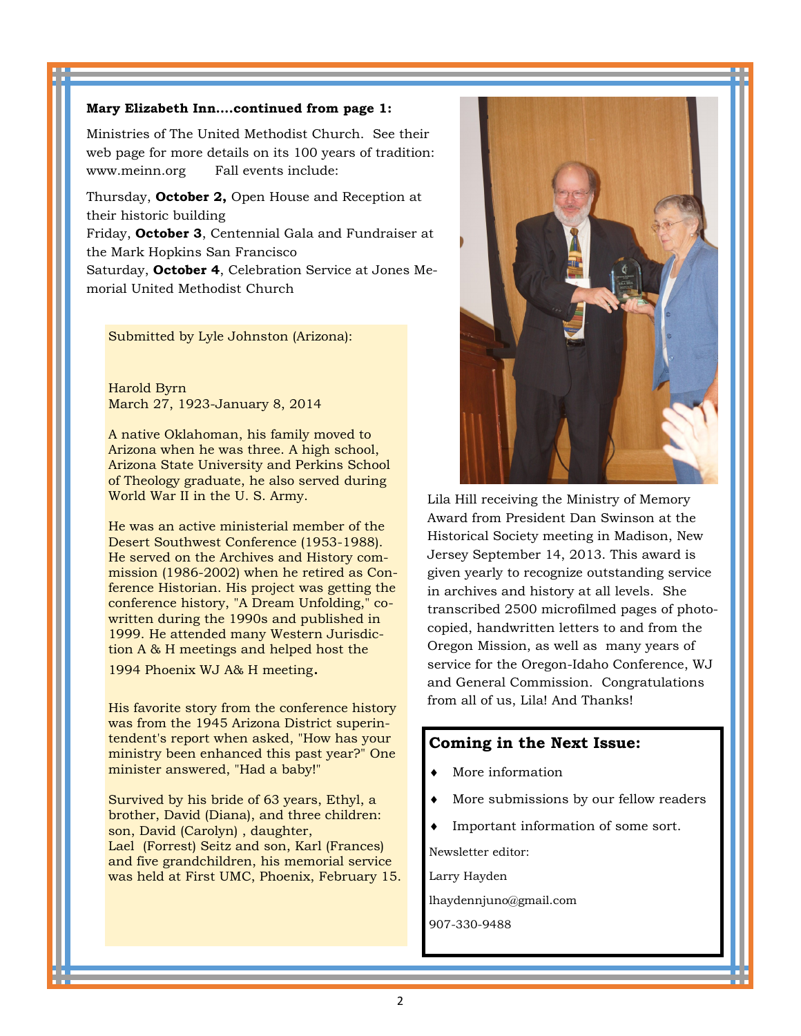**Mary Elizabeth Inn....continued from page 1:**

Ministries of The United Methodist Church. See their web page for more details on its 100 years of tradition: www.meinn.org Fall events include:

Thursday, **October 2,** Open House and Reception at their historic building
Friday, **October 3**, Centennial Gala and Fundraiser at the Mark Hopkins San Francisco
Saturday, **October 4**, Celebration Service at Jones Memorial United Methodist Church

Submitted by Lyle Johnston (Arizona):

Harold Byrn
March 27, 1923-January 8, 2014

A native Oklahoman, his family moved to Arizona when he was three. A high school, Arizona State University and Perkins School of Theology graduate, he also served during World War II in the U. S. Army.

He was an active ministerial member of the Desert Southwest Conference (1953-1988). He served on the Archives and History commission (1986-2002) when he retired as Conference Historian. His project was getting the conference history, "A Dream Unfolding," co-written during the 1990s and published in 1999. He attended many Western Jurisdiction A & H meetings and helped host the 1994 Phoenix WJ A& H meeting.

His favorite story from the conference history was from the 1945 Arizona District superintendent's report when asked, "How has your ministry been enhanced this past year?" One minister answered, "Had a baby!"

Survived by his bride of 63 years, Ethyl, a brother, David (Diana), and three children: son, David (Carolyn) , daughter, Lael (Forrest) Seitz and son, Karl (Frances) and five grandchildren, his memorial service was held at First UMC, Phoenix, February 15.

Lila Hill receiving the Ministry of Memory Award from President Dan Swinson at the Historical Society meeting in Madison, New Jersey September 14, 2013. This award is given yearly to recognize outstanding service in archives and history at all levels. She transcribed 2500 microfilmed pages of photocopied, handwritten letters to and from the Oregon Mission, as well as many years of service for the Oregon-Idaho Conference, WJ and General Commission. Congratulations from all of us, Lila! And Thanks!

## Coming in the Next Issue:

- More information
- More submissions by our fellow readers
- Important information of some sort.

Newsletter editor:

Larry Hayden

lhaydennjuno@gmail.com

907-330-9488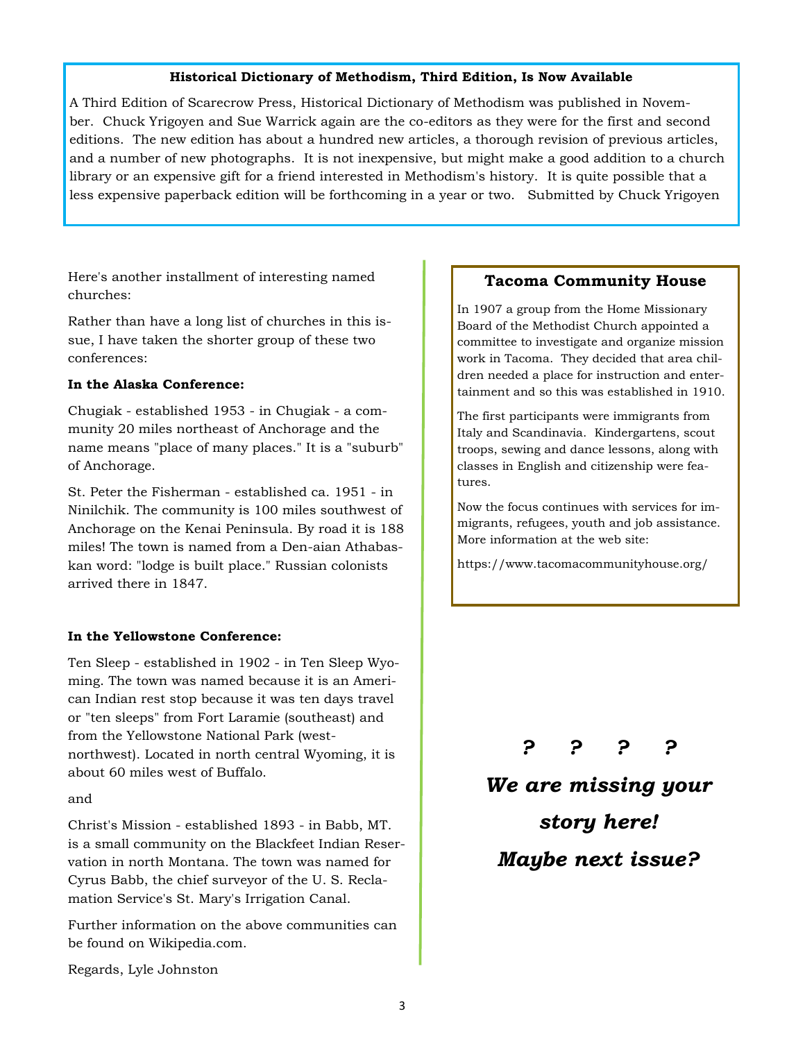## Historical Dictionary of Methodism, Third Edition, Is Now Available

A Third Edition of Scarecrow Press, Historical Dictionary of Methodism was published in November. Chuck Yrigoyen and Sue Warrick again are the co-editors as they were for the first and second editions. The new edition has about a hundred new articles, a thorough revision of previous articles, and a number of new photographs. It is not inexpensive, but might make a good addition to a church library or an expensive gift for a friend interested in Methodism's history. It is quite possible that a less expensive paperback edition will be forthcoming in a year or two. Submitted by Chuck Yrigoyen

Here's another installment of interesting named churches:

Rather than have a long list of churches in this issue, I have taken the shorter group of these two conferences:

**In the Alaska Conference:**

Chugiak - established 1953 - in Chugiak - a community 20 miles northeast of Anchorage and the name means "place of many places." It is a "suburb" of Anchorage.

St. Peter the Fisherman - established ca. 1951 - in Ninilchik. The community is 100 miles southwest of Anchorage on the Kenai Peninsula. By road it is 188 miles! The town is named from a Den-aian Athabaskan word: "lodge is built place." Russian colonists arrived there in 1847.

**In the Yellowstone Conference:**

Ten Sleep - established in 1902 - in Ten Sleep Wyoming. The town was named because it is an American Indian rest stop because it was ten days travel or "ten sleeps" from Fort Laramie (southeast) and from the Yellowstone National Park (west-northwest). Located in north central Wyoming, it is about 60 miles west of Buffalo.

and

Christ's Mission - established 1893 - in Babb, MT. is a small community on the Blackfeet Indian Reservation in north Montana. The town was named for Cyrus Babb, the chief surveyor of the U. S. Reclamation Service's St. Mary's Irrigation Canal.

Further information on the above communities can be found on Wikipedia.com.

Regards, Lyle Johnston

## Tacoma Community House

In 1907 a group from the Home Missionary Board of the Methodist Church appointed a committee to investigate and organize mission work in Tacoma. They decided that area children needed a place for instruction and entertainment and so this was established in 1910.

The first participants were immigrants from Italy and Scandinavia. Kindergartens, scout troops, sewing and dance lessons, along with classes in English and citizenship were features.

Now the focus continues with services for immigrants, refugees, youth and job assistance. More information at the web site:

https://www.tacomacommunityhouse.org/

***? ? ? ?***

***We are missing your story here!***

***Maybe next issue?***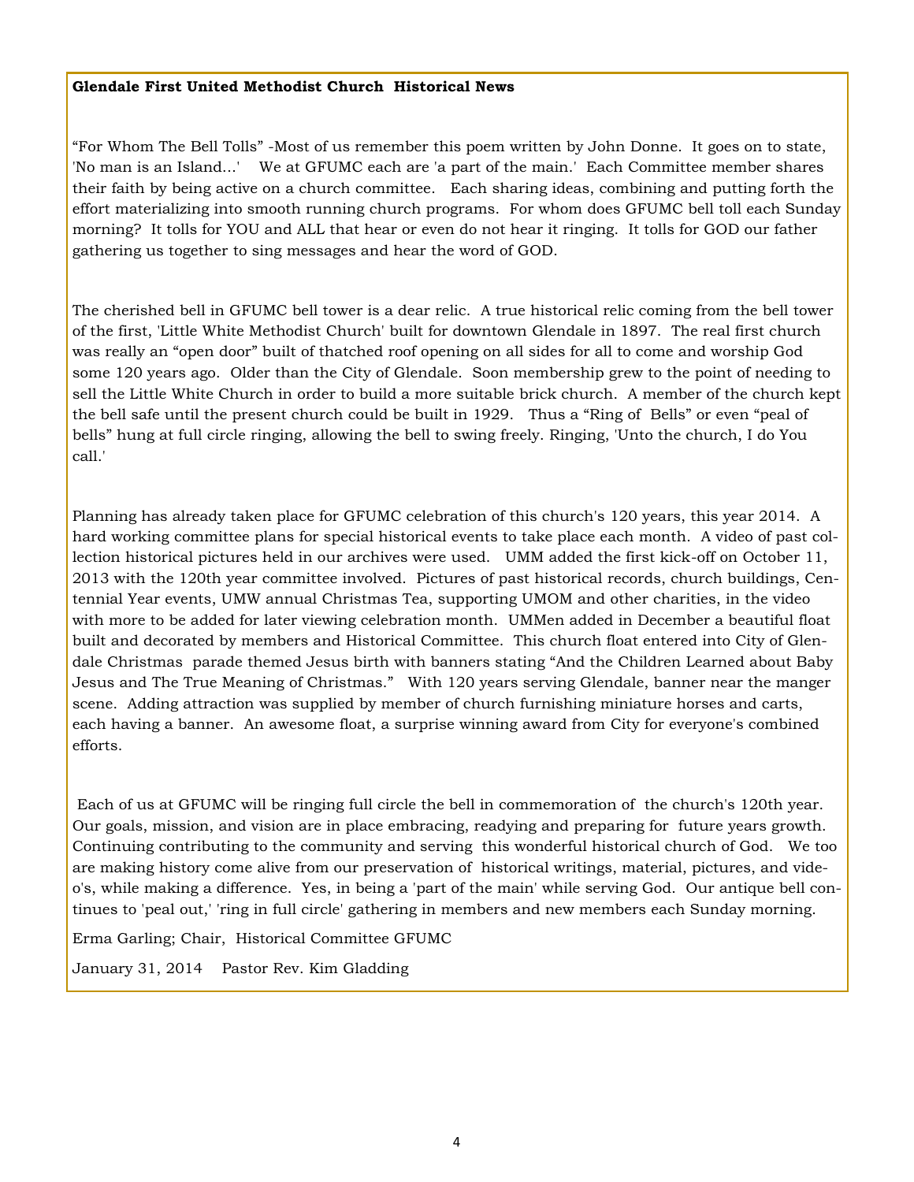**Glendale First United Methodist Church Historical News**

“For Whom The Bell Tolls” -Most of us remember this poem written by John Donne. It goes on to state, 'No man is an Island…' We at GFUMC each are 'a part of the main.' Each Committee member shares their faith by being active on a church committee. Each sharing ideas, combining and putting forth the effort materializing into smooth running church programs. For whom does GFUMC bell toll each Sunday morning? It tolls for YOU and ALL that hear or even do not hear it ringing. It tolls for GOD our father gathering us together to sing messages and hear the word of GOD.

The cherished bell in GFUMC bell tower is a dear relic. A true historical relic coming from the bell tower of the first, 'Little White Methodist Church' built for downtown Glendale in 1897. The real first church was really an “open door” built of thatched roof opening on all sides for all to come and worship God some 120 years ago. Older than the City of Glendale. Soon membership grew to the point of needing to sell the Little White Church in order to build a more suitable brick church. A member of the church kept the bell safe until the present church could be built in 1929. Thus a “Ring of Bells” or even “peal of bells” hung at full circle ringing, allowing the bell to swing freely. Ringing, 'Unto the church, I do You call.'

Planning has already taken place for GFUMC celebration of this church's 120 years, this year 2014. A hard working committee plans for special historical events to take place each month. A video of past collection historical pictures held in our archives were used. UMM added the first kick-off on October 11, 2013 with the 120th year committee involved. Pictures of past historical records, church buildings, Centennial Year events, UMW annual Christmas Tea, supporting UMOM and other charities, in the video with more to be added for later viewing celebration month. UMMen added in December a beautiful float built and decorated by members and Historical Committee. This church float entered into City of Glendale Christmas parade themed Jesus birth with banners stating “And the Children Learned about Baby Jesus and The True Meaning of Christmas.” With 120 years serving Glendale, banner near the manger scene. Adding attraction was supplied by member of church furnishing miniature horses and carts, each having a banner. An awesome float, a surprise winning award from City for everyone's combined efforts.

Each of us at GFUMC will be ringing full circle the bell in commemoration of the church's 120th year. Our goals, mission, and vision are in place embracing, readying and preparing for future years growth. Continuing contributing to the community and serving this wonderful historical church of God. We too are making history come alive from our preservation of historical writings, material, pictures, and video's, while making a difference. Yes, in being a 'part of the main' while serving God. Our antique bell continues to 'peal out,' 'ring in full circle' gathering in members and new members each Sunday morning.

Erma Garling; Chair, Historical Committee GFUMC

January 31, 2014 Pastor Rev. Kim Gladding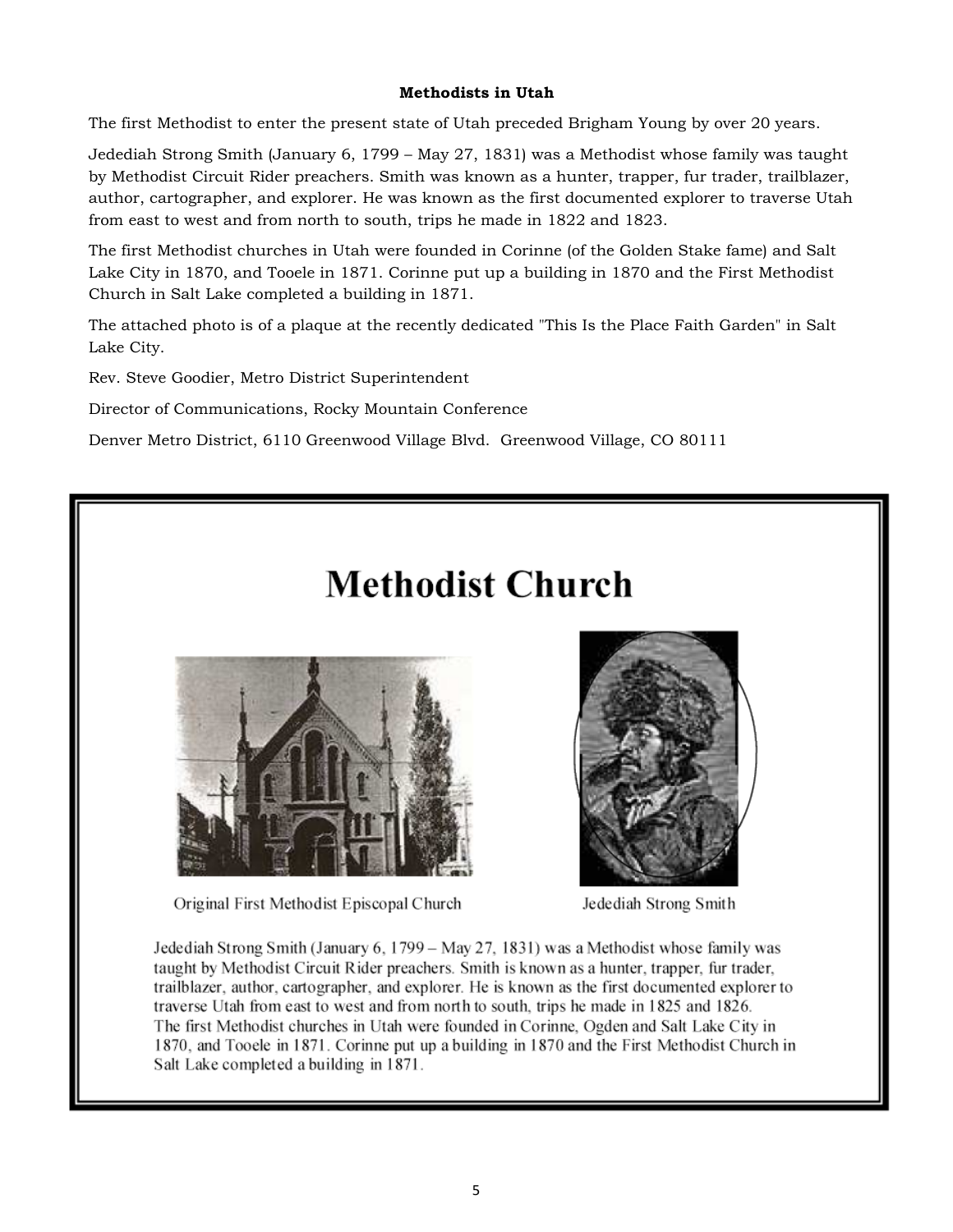**Methodists in Utah**

The first Methodist to enter the present state of Utah preceded Brigham Young by over 20 years.

Jedediah Strong Smith (January 6, 1799 – May 27, 1831) was a Methodist whose family was taught by Methodist Circuit Rider preachers. Smith was known as a hunter, trapper, fur trader, trailblazer, author, cartographer, and explorer. He was known as the first documented explorer to traverse Utah from east to west and from north to south, trips he made in 1822 and 1823.

The first Methodist churches in Utah were founded in Corinne (of the Golden Stake fame) and Salt Lake City in 1870, and Tooele in 1871. Corinne put up a building in 1870 and the First Methodist Church in Salt Lake completed a building in 1871.

The attached photo is of a plaque at the recently dedicated "This Is the Place Faith Garden" in Salt Lake City.

Rev. Steve Goodier, Metro District Superintendent

Director of Communications, Rocky Mountain Conference

Denver Metro District, 6110 Greenwood Village Blvd. Greenwood Village, CO 80111

# Methodist Church

Original First Methodist Episcopal Church

Jedediah Strong Smith

Jedediah Strong Smith (January 6, 1799 – May 27, 1831) was a Methodist whose family was taught by Methodist Circuit Rider preachers. Smith is known as a hunter, trapper, fur trader, trailblazer, author, cartographer, and explorer. He is known as the first documented explorer to traverse Utah from east to west and from north to south, trips he made in 1825 and 1826. The first Methodist churches in Utah were founded in Corinne, Ogden and Salt Lake City in 1870, and Tooele in 1871. Corinne put up a building in 1870 and the First Methodist Church in Salt Lake completed a building in 1871.